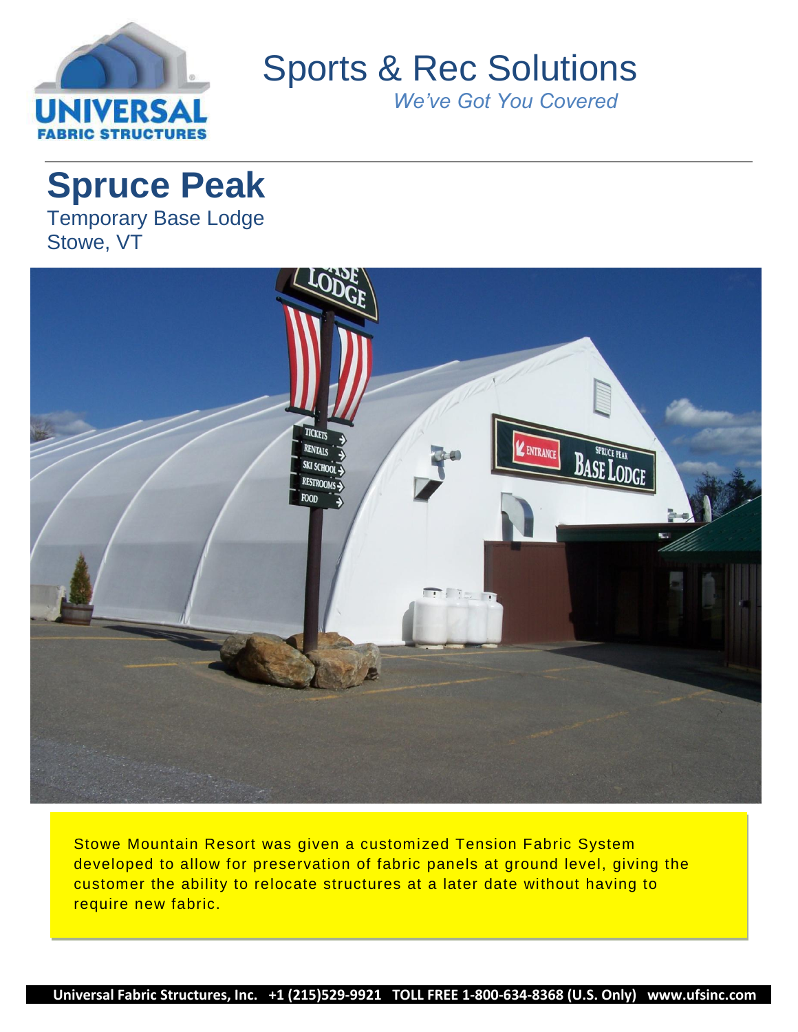# Sports & Rec Solutions

*We've Got You Covered*

## Spruce Peak

Temporary Base Lodge
Stowe, VT

Stowe Mountain Resort was given a customized Tension Fabric System developed to allow for preservation of fabric panels at ground level, giving the customer the ability to relocate structures at a later date without having to require new fabric.

**Universal Fabric Structures, Inc. +1 (215)529-9921 TOLL FREE 1-800-634-8368 (U.S. Only) www.ufsinc.com**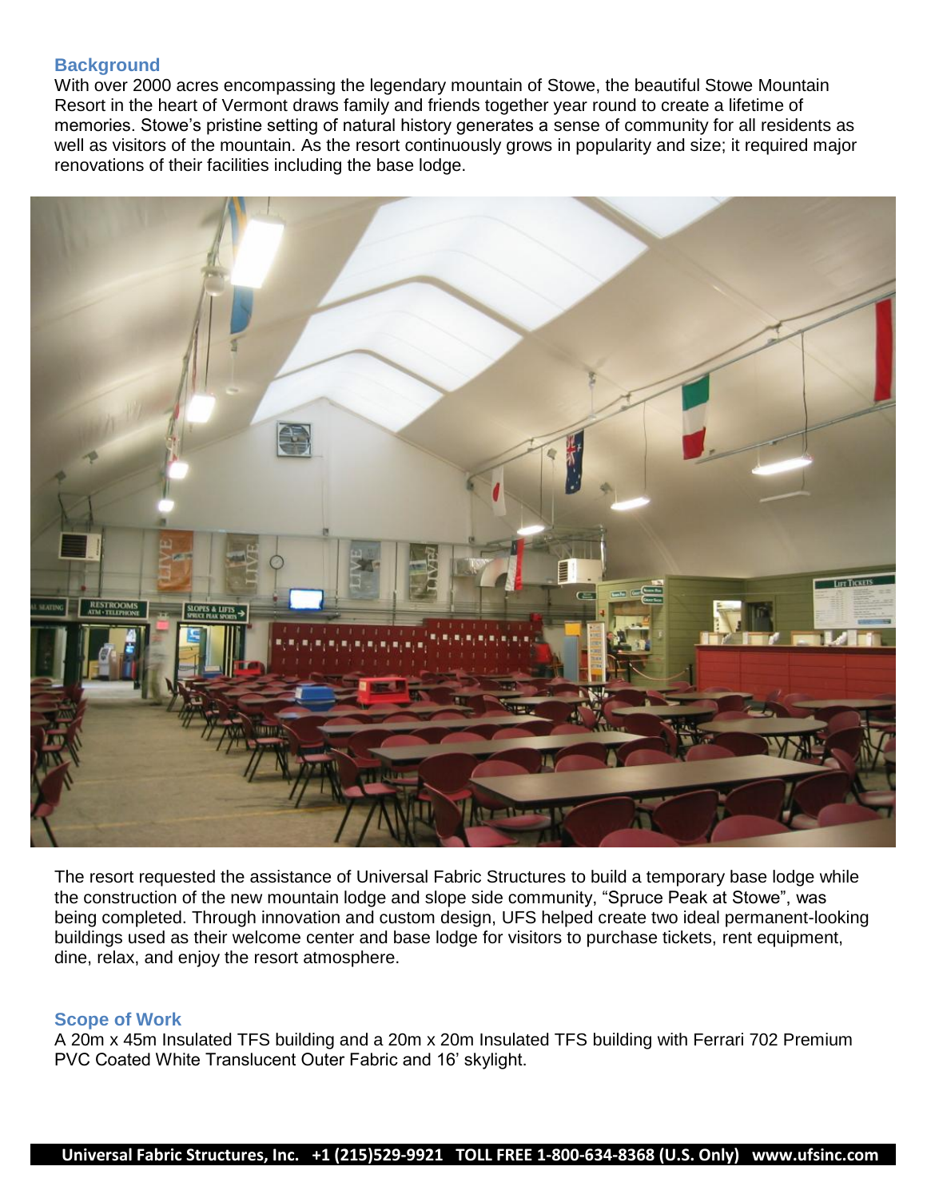## Background

With over 2000 acres encompassing the legendary mountain of Stowe, the beautiful Stowe Mountain Resort in the heart of Vermont draws family and friends together year round to create a lifetime of memories. Stowe's pristine setting of natural history generates a sense of community for all residents as well as visitors of the mountain. As the resort continuously grows in popularity and size; it required major renovations of their facilities including the base lodge.

The resort requested the assistance of Universal Fabric Structures to build a temporary base lodge while the construction of the new mountain lodge and slope side community, "Spruce Peak at Stowe", was being completed. Through innovation and custom design, UFS helped create two ideal permanent-looking buildings used as their welcome center and base lodge for visitors to purchase tickets, rent equipment, dine, relax, and enjoy the resort atmosphere.

## Scope of Work

A 20m x 45m Insulated TFS building and a 20m x 20m Insulated TFS building with Ferrari 702 Premium PVC Coated White Translucent Outer Fabric and 16' skylight.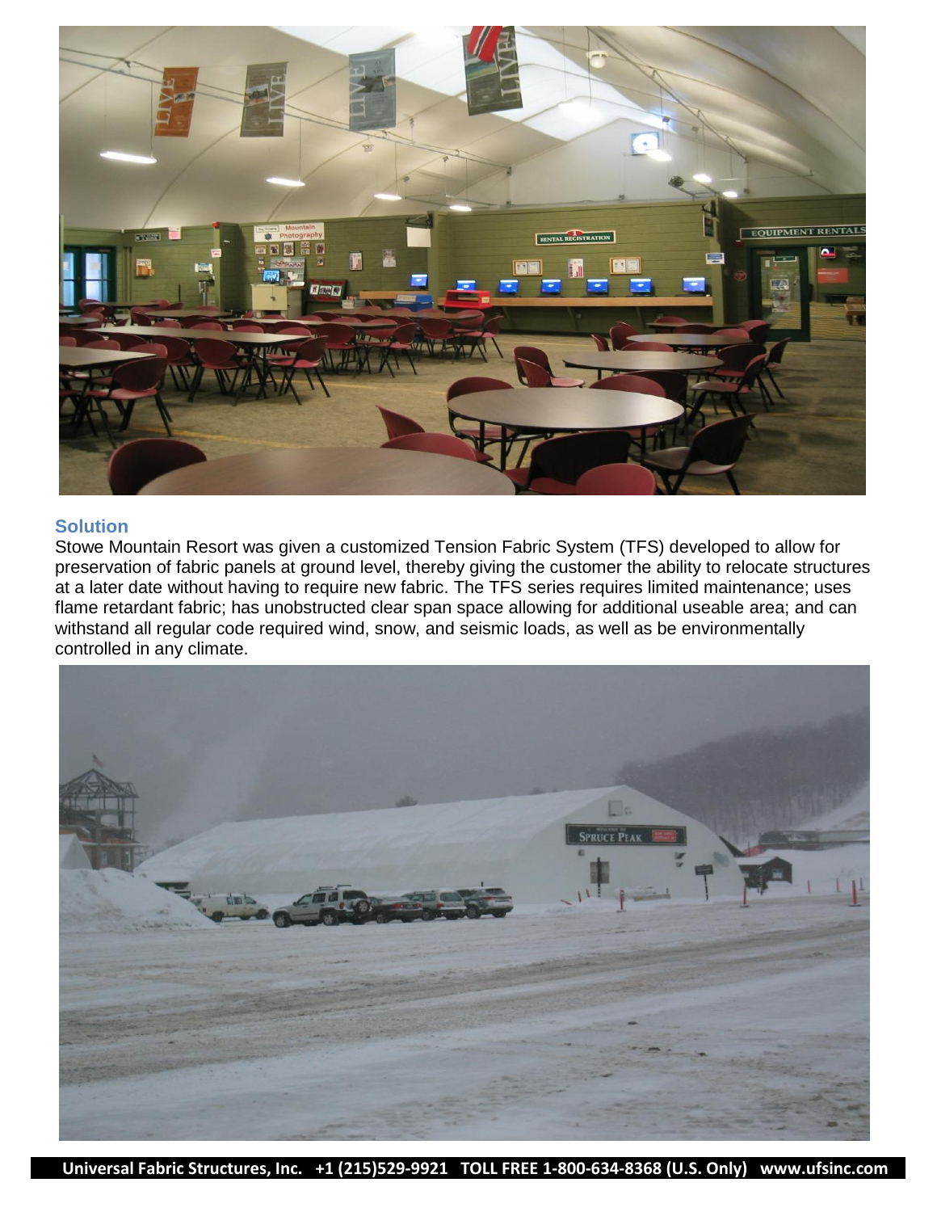## Solution

Stowe Mountain Resort was given a customized Tension Fabric System (TFS) developed to allow for preservation of fabric panels at ground level, thereby giving the customer the ability to relocate structures at a later date without having to require new fabric. The TFS series requires limited maintenance; uses flame retardant fabric; has unobstructed clear span space allowing for additional useable area; and can withstand all regular code required wind, snow, and seismic loads, as well as be environmentally controlled in any climate.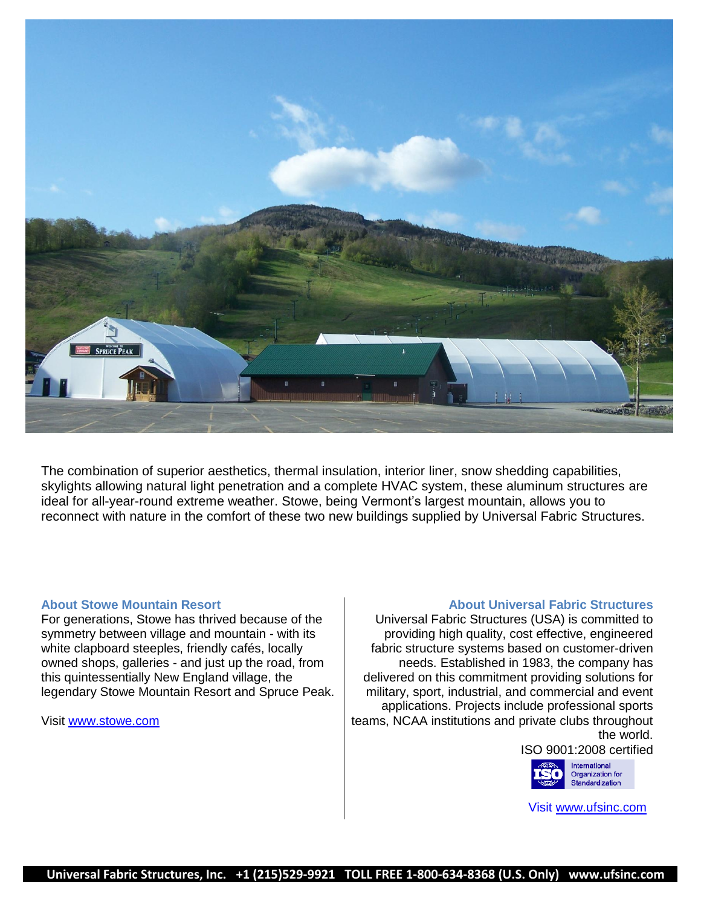The combination of superior aesthetics, thermal insulation, interior liner, snow shedding capabilities, skylights allowing natural light penetration and a complete HVAC system, these aluminum structures are ideal for all-year-round extreme weather. Stowe, being Vermont's largest mountain, allows you to reconnect with nature in the comfort of these two new buildings supplied by Universal Fabric Structures.

### About Stowe Mountain Resort

For generations, Stowe has thrived because of the symmetry between village and mountain - with its white clapboard steeples, friendly cafés, locally owned shops, galleries - and just up the road, from this quintessentially New England village, the legendary Stowe Mountain Resort and Spruce Peak.

Visit www.stowe.com

### About Universal Fabric Structures

Universal Fabric Structures (USA) is committed to providing high quality, cost effective, engineered fabric structure systems based on customer-driven needs. Established in 1983, the company has delivered on this commitment providing solutions for military, sport, industrial, and commercial and event applications. Projects include professional sports teams, NCAA institutions and private clubs throughout the world.

ISO 9001:2008 certified

ISO International Organization for Standardization

Visit www.ufsinc.com

**Universal Fabric Structures, Inc. +1 (215)529-9921 TOLL FREE 1-800-634-8368 (U.S. Only) www.ufsinc.com**